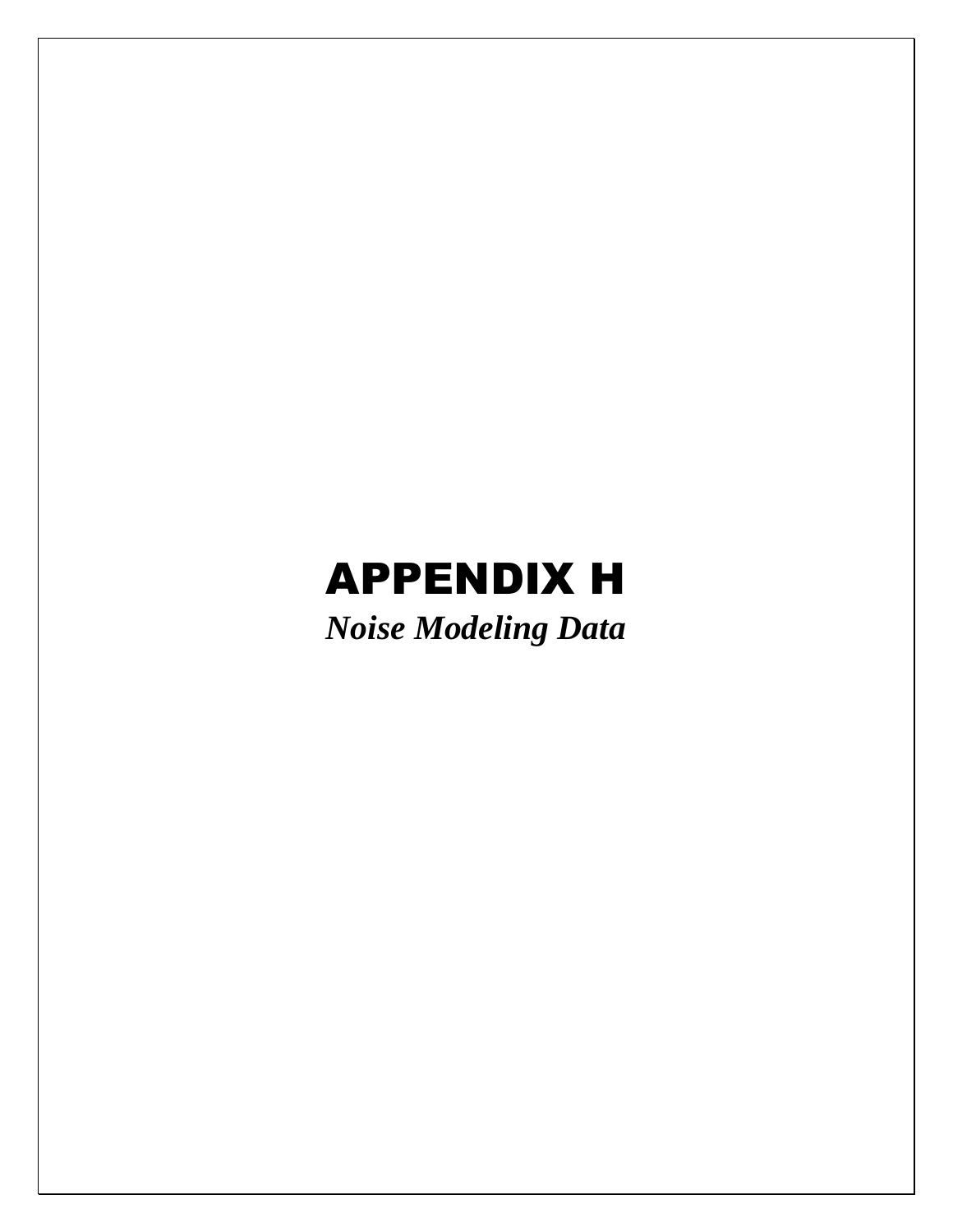# APPENDIX H

***Noise Modeling Data***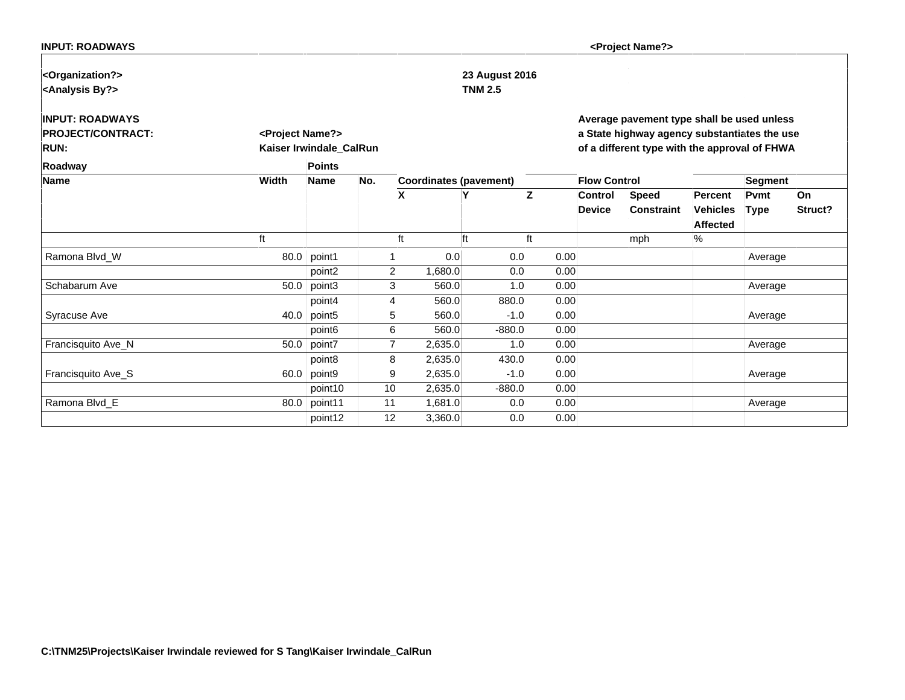**INPUT: ROADWAYS** **<Project Name?>**

**<Organization?>** **23 August 2016**
**<Analysis By?>** **TNM 2.5**

**INPUT: ROADWAYS**
**PROJECT/CONTRACT:** **<Project Name?>**
**RUN:** **Kaiser Irwindale_CalRun**

**Average pavement type shall be used unless a State highway agency substantiates the use of a different type with the approval of FHWA**

| Roadway | | Points | | | | | Flow Control | | | Segment | |
|---|---|---|---|---|---|---|---|---|---|---|---|
| Name | Width | Name | No. | Coordinates (pavement) | | | Flow Control | | | Segment | |
| | | | | X | Y | Z | Control Device | Speed Constraint | Percent Vehicles Affected | Pvmt Type | On Struct? |
| | ft | | | ft | ft | ft | | mph | % | | |
| Ramona Blvd_W | 80.0 | point1 | 1 | 0.0 | 0.0 | 0.00 | | | | Average | |
| | | point2 | 2 | 1,680.0 | 0.0 | 0.00 | | | | | |
| Schabarum Ave | 50.0 | point3 | 3 | 560.0 | 1.0 | 0.00 | | | | Average | |
| | | point4 | 4 | 560.0 | 880.0 | 0.00 | | | | | |
| Syracuse Ave | 40.0 | point5 | 5 | 560.0 | -1.0 | 0.00 | | | | Average | |
| | | point6 | 6 | 560.0 | -880.0 | 0.00 | | | | | |
| Francisquito Ave_N | 50.0 | point7 | 7 | 2,635.0 | 1.0 | 0.00 | | | | Average | |
| | | point8 | 8 | 2,635.0 | 430.0 | 0.00 | | | | | |
| Francisquito Ave_S | 60.0 | point9 | 9 | 2,635.0 | -1.0 | 0.00 | | | | Average | |
| | | point10 | 10 | 2,635.0 | -880.0 | 0.00 | | | | | |
| Ramona Blvd_E | 80.0 | point11 | 11 | 1,681.0 | 0.0 | 0.00 | | | | Average | |
| | | point12 | 12 | 3,360.0 | 0.0 | 0.00 | | | | | |

**C:\TNM25\Projects\Kaiser Irwindale reviewed for S Tang\Kaiser Irwindale_CalRun**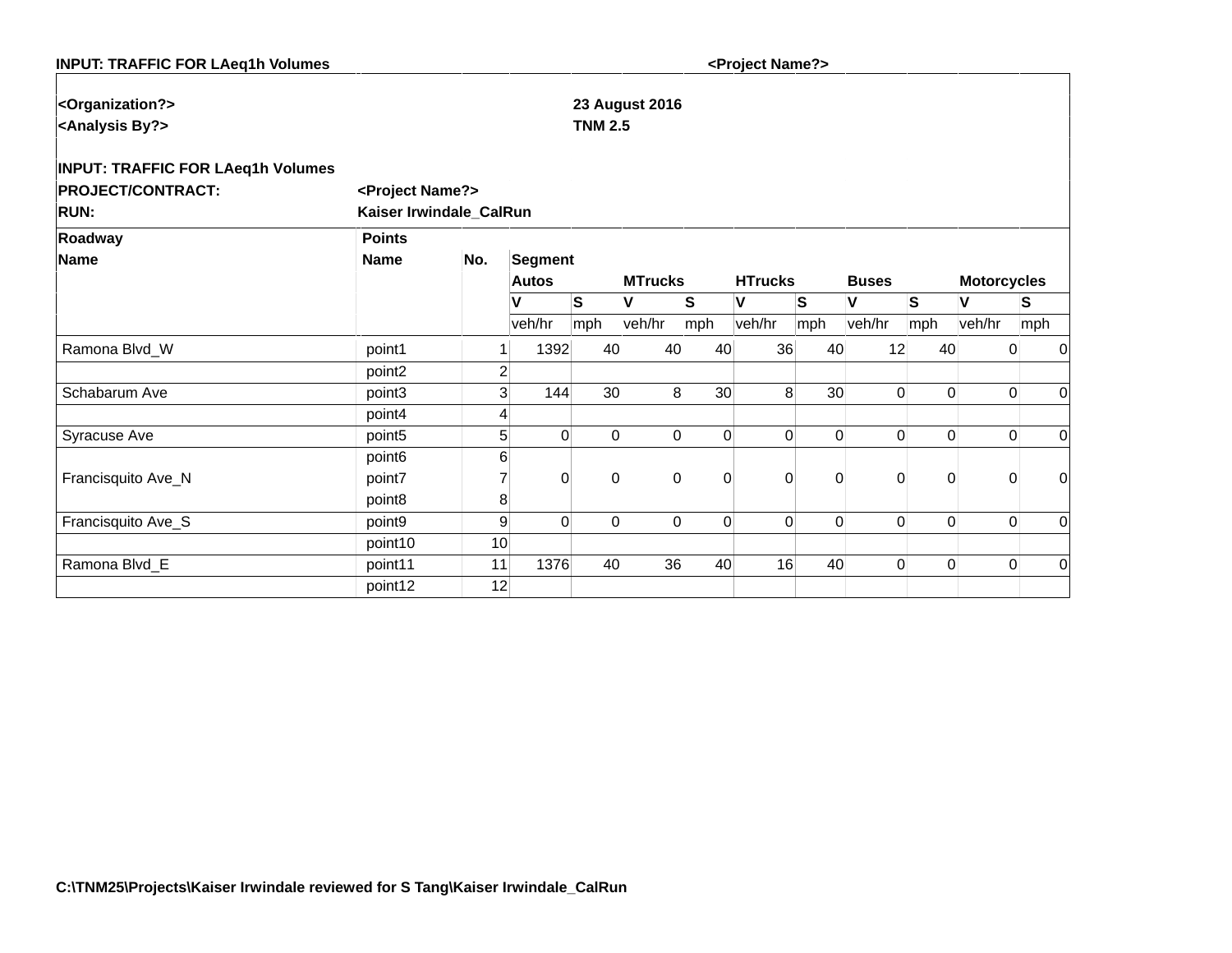**INPUT: TRAFFIC FOR LAeq1h Volumes** **<Project Name?>**

**<Organization?>** **23 August 2016**
**<Analysis By?>** **TNM 2.5**

**INPUT: TRAFFIC FOR LAeq1h Volumes**
**PROJECT/CONTRACT:** **<Project Name?>**
**RUN:** **Kaiser Irwindale_CalRun**

| Roadway | Points | | Segment | | | | | | | | | |
|---|---|---|---|---|---|---|---|---|---|---|---|---|
| Name | Name | No. | Autos | | MTrucks | | HTrucks | | Buses | | Motorcycles | |
| | | | V | S | V | S | V | S | V | S | V | S |
| | | | veh/hr | mph | veh/hr | mph | veh/hr | mph | veh/hr | mph | veh/hr | mph |
| Ramona Blvd_W | point1 | 1 | 1392 | 40 | 40 | 40 | 36 | 40 | 12 | 40 | 0 | 0 |
| | point2 | 2 | | | | | | | | | | |
| Schabarum Ave | point3 | 3 | 144 | 30 | 8 | 30 | 8 | 30 | 0 | 0 | 0 | 0 |
| | point4 | 4 | | | | | | | | | | |
| Syracuse Ave | point5 | 5 | 0 | 0 | 0 | 0 | 0 | 0 | 0 | 0 | 0 | 0 |
| | point6 | 6 | | | | | | | | | | |
| Francisquito Ave_N | point7 | 7 | 0 | 0 | 0 | 0 | 0 | 0 | 0 | 0 | 0 | 0 |
| | point8 | 8 | | | | | | | | | | |
| Francisquito Ave_S | point9 | 9 | 0 | 0 | 0 | 0 | 0 | 0 | 0 | 0 | 0 | 0 |
| | point10 | 10 | | | | | | | | | | |
| Ramona Blvd_E | point11 | 11 | 1376 | 40 | 36 | 40 | 16 | 40 | 0 | 0 | 0 | 0 |
| | point12 | 12 | | | | | | | | | | |

**C:\TNM25\Projects\Kaiser Irwindale reviewed for S Tang\Kaiser Irwindale_CalRun**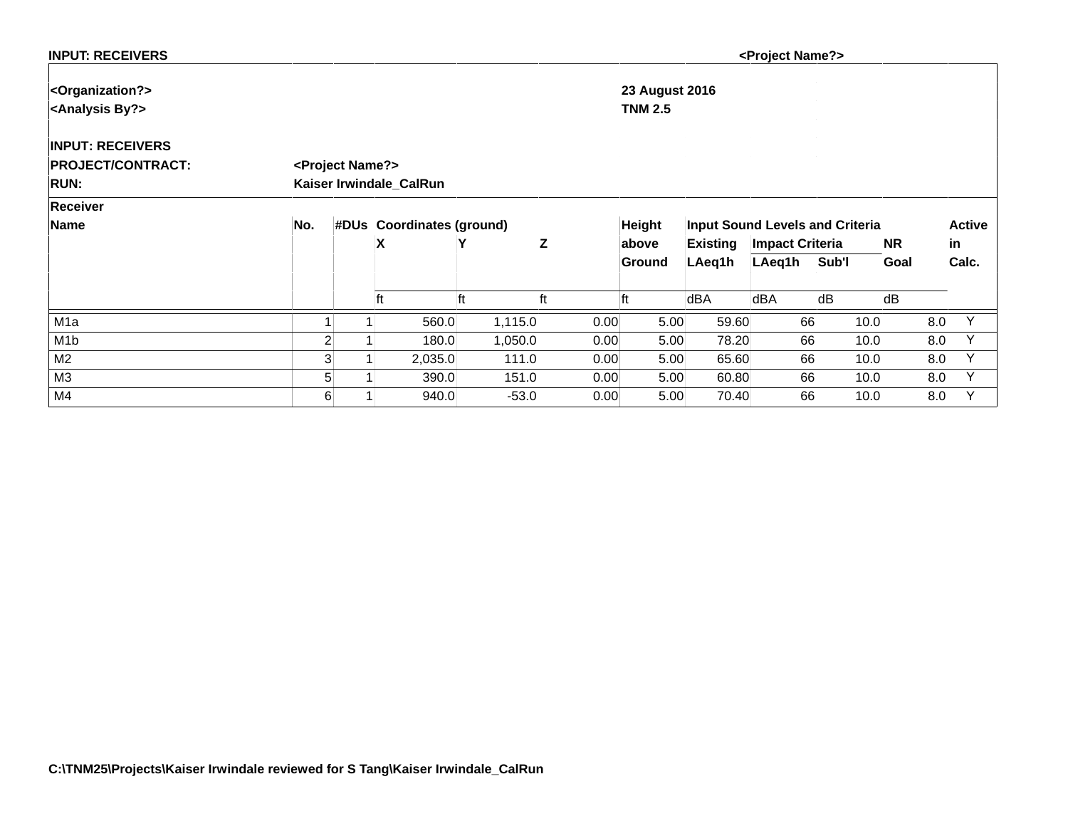**INPUT: RECEIVERS** **<Project Name?>**

**<Organization?>** **23 August 2016**
**<Analysis By?>** **TNM 2.5**

**INPUT: RECEIVERS**

| | |
|---|---|
| **PROJECT/CONTRACT:** | **<Project Name?>** |
| **RUN:** | **Kaiser Irwindale_CalRun** |

| Receiver Name | No. | #DUs | Coordinates (ground) | | | Height above Ground | Input Sound Levels and Criteria | | | | Active in Calc. |
|---|---|---|---|---|---|---|---|---|---|---|---|
| | | | X | Y | Z | | Existing LAeq1h | Impact Criteria | | NR Goal | |
| | | | | | | | | LAeq1h | Sub'l | | |
| | | | ft | ft | ft | ft | dBA | dBA | dB | dB | |
| M1a | 1 | 1 | 560.0 | 1,115.0 | 0.00 | 5.00 | 59.60 | 66 | 10.0 | 8.0 | Y |
| M1b | 2 | 1 | 180.0 | 1,050.0 | 0.00 | 5.00 | 78.20 | 66 | 10.0 | 8.0 | Y |
| M2 | 3 | 1 | 2,035.0 | 111.0 | 0.00 | 5.00 | 65.60 | 66 | 10.0 | 8.0 | Y |
| M3 | 5 | 1 | 390.0 | 151.0 | 0.00 | 5.00 | 60.80 | 66 | 10.0 | 8.0 | Y |
| M4 | 6 | 1 | 940.0 | -53.0 | 0.00 | 5.00 | 70.40 | 66 | 10.0 | 8.0 | Y |

**C:\TNM25\Projects\Kaiser Irwindale reviewed for S Tang\Kaiser Irwindale_CalRun**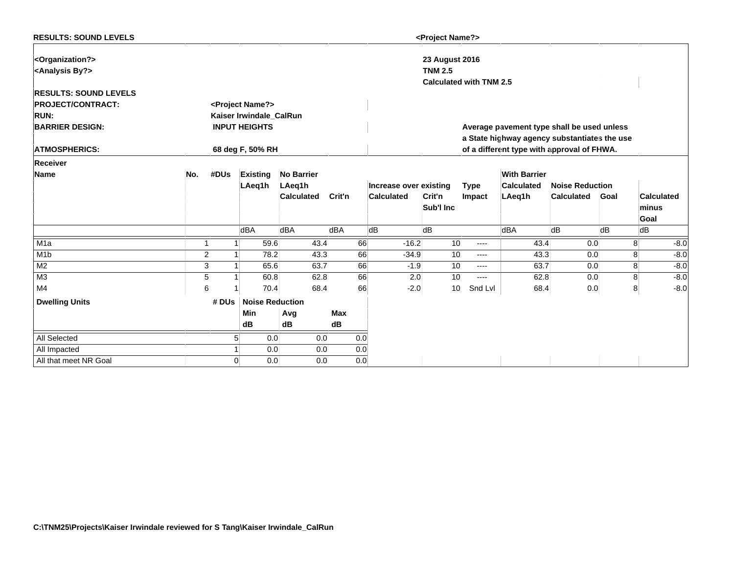**RESULTS: SOUND LEVELS** **<Project Name?>**

**<Organization?>** **23 August 2016**

**<Analysis By?>** **TNM 2.5**

**Calculated with TNM 2.5**

**RESULTS: SOUND LEVELS**

**PROJECT/CONTRACT:** **<Project Name?>**

**RUN:** **Kaiser Irwindale_CalRun**

**BARRIER DESIGN:** **INPUT HEIGHTS**

**Average pavement type shall be used unless a State highway agency substantiates the use of a different type with approval of FHWA.**

**ATMOSPHERICS:** **68 deg F, 50% RH**

| Receiver Name | No. | #DUs | Existing LAeq1h | No Barrier LAeq1h Calculated | Crit'n | Increase over existing Calculated | Crit'n Sub'l Inc | Type Impact | With Barrier Calculated LAeq1h | Noise Reduction Calculated | Goal | Calculated minus Goal |
|---|---|---|---|---|---|---|---|---|---|---|---|---|
| | | | dBA | dBA | dBA | dB | dB | | dBA | dB | dB | dB |
| M1a | 1 | 1 | 59.6 | 43.4 | 66 | -16.2 | 10 | ---- | 43.4 | 0.0 | 8 | -8.0 |
| M1b | 2 | 1 | 78.2 | 43.3 | 66 | -34.9 | 10 | ---- | 43.3 | 0.0 | 8 | -8.0 |
| M2 | 3 | 1 | 65.6 | 63.7 | 66 | -1.9 | 10 | ---- | 63.7 | 0.0 | 8 | -8.0 |
| M3 | 5 | 1 | 60.8 | 62.8 | 66 | 2.0 | 10 | ---- | 62.8 | 0.0 | 8 | -8.0 |
| M4 | 6 | 1 | 70.4 | 68.4 | 66 | -2.0 | 10 | Snd Lvl | 68.4 | 0.0 | 8 | -8.0 |

| Dwelling Units | # DUs | Noise Reduction Min | Avg | Max |
|---|---|---|---|---|
| | | dB | dB | dB |
| All Selected | 5 | 0.0 | 0.0 | 0.0 |
| All Impacted | 1 | 0.0 | 0.0 | 0.0 |
| All that meet NR Goal | 0 | 0.0 | 0.0 | 0.0 |

**C:\TNM25\Projects\Kaiser Irwindale reviewed for S Tang\Kaiser Irwindale_CalRun**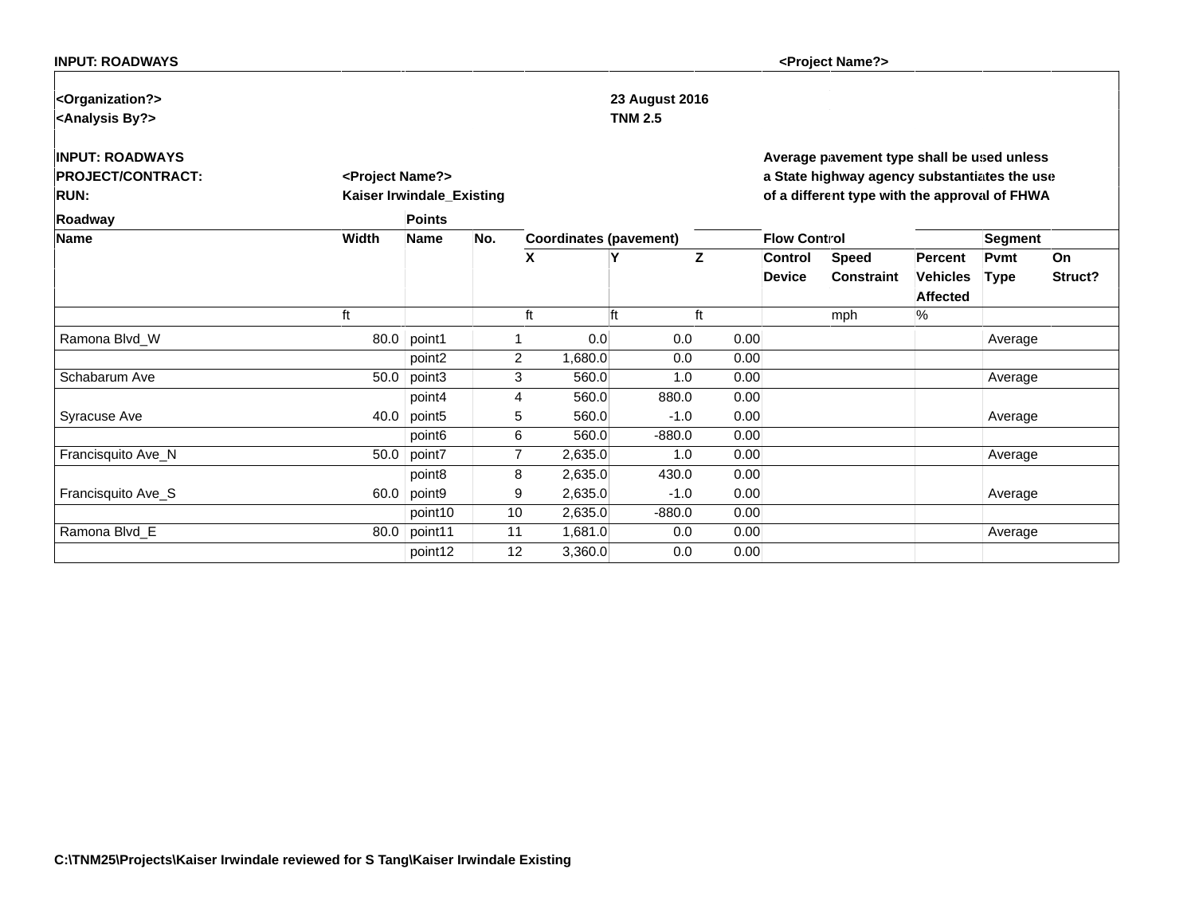**INPUT: ROADWAYS** **<Project Name?>**

**<Organization?>** **23 August 2016**
**<Analysis By?>** **TNM 2.5**

**INPUT: ROADWAYS**
**PROJECT/CONTRACT:** **<Project Name?>**
**RUN:** **Kaiser Irwindale_Existing**

**Average pavement type shall be used unless a State highway agency substantiates the use of a different type with the approval of FHWA**

| Roadway | | Points | | | | | Flow Control | | | Segment | |
|---|---|---|---|---|---|---|---|---|---|---|---|
| Name | Width | Name | No. | Coordinates (pavement) | | | | | | | |
| | | | | X | Y | Z | Control Device | Speed Constraint | Percent Vehicles Affected | Pvmt Type | On Struct? |
| | ft | | | ft | ft | ft | | mph | % | | |
| Ramona Blvd_W | 80.0 | point1 | 1 | 0.0 | 0.0 | 0.00 | | | | Average | |
| | | point2 | 2 | 1,680.0 | 0.0 | 0.00 | | | | | |
| Schabarum Ave | 50.0 | point3 | 3 | 560.0 | 1.0 | 0.00 | | | | Average | |
| | | point4 | 4 | 560.0 | 880.0 | 0.00 | | | | | |
| Syracuse Ave | 40.0 | point5 | 5 | 560.0 | -1.0 | 0.00 | | | | Average | |
| | | point6 | 6 | 560.0 | -880.0 | 0.00 | | | | | |
| Francisquito Ave_N | 50.0 | point7 | 7 | 2,635.0 | 1.0 | 0.00 | | | | Average | |
| | | point8 | 8 | 2,635.0 | 430.0 | 0.00 | | | | | |
| Francisquito Ave_S | 60.0 | point9 | 9 | 2,635.0 | -1.0 | 0.00 | | | | Average | |
| | | point10 | 10 | 2,635.0 | -880.0 | 0.00 | | | | | |
| Ramona Blvd_E | 80.0 | point11 | 11 | 1,681.0 | 0.0 | 0.00 | | | | Average | |
| | | point12 | 12 | 3,360.0 | 0.0 | 0.00 | | | | | |

**C:\TNM25\Projects\Kaiser Irwindale reviewed for S Tang\Kaiser Irwindale Existing**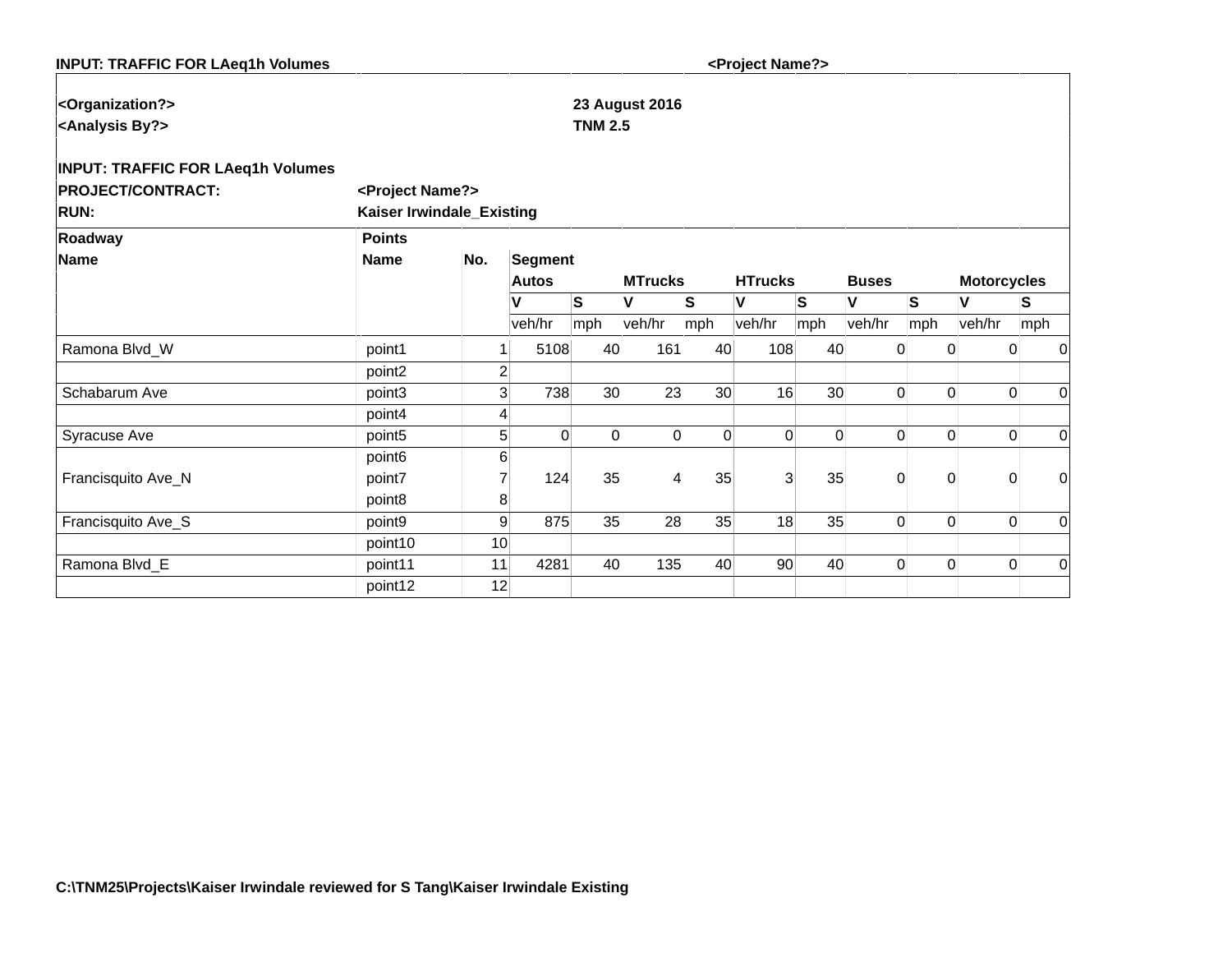**INPUT: TRAFFIC FOR LAeq1h Volumes** **<Project Name?>**

**<Organization?>** **23 August 2016**

**<Analysis By?>** **TNM 2.5**

**INPUT: TRAFFIC FOR LAeq1h Volumes**

**PROJECT/CONTRACT:** **<Project Name?>**

**RUN:** **Kaiser Irwindale_Existing**

| Roadway | Points | | Segment | | | | | | | | | |
|---|---|---|---|---|---|---|---|---|---|---|---|---|
| Name | Name | No. | Autos | | MTrucks | | HTrucks | | Buses | | Motorcycles | |
| | | | V | S | V | S | V | S | V | S | V | S |
| | | | veh/hr | mph | veh/hr | mph | veh/hr | mph | veh/hr | mph | veh/hr | mph |
| Ramona Blvd_W | point1 | 1 | 5108 | 40 | 161 | 40 | 108 | 40 | 0 | 0 | 0 | 0 |
| | point2 | 2 | | | | | | | | | | |
| Schabarum Ave | point3 | 3 | 738 | 30 | 23 | 30 | 16 | 30 | 0 | 0 | 0 | 0 |
| | point4 | 4 | | | | | | | | | | |
| Syracuse Ave | point5 | 5 | 0 | 0 | 0 | 0 | 0 | 0 | 0 | 0 | 0 | 0 |
| | point6 | 6 | | | | | | | | | | |
| Francisquito Ave_N | point7 | 7 | 124 | 35 | 4 | 35 | 3 | 35 | 0 | 0 | 0 | 0 |
| | point8 | 8 | | | | | | | | | | |
| Francisquito Ave_S | point9 | 9 | 875 | 35 | 28 | 35 | 18 | 35 | 0 | 0 | 0 | 0 |
| | point10 | 10 | | | | | | | | | | |
| Ramona Blvd_E | point11 | 11 | 4281 | 40 | 135 | 40 | 90 | 40 | 0 | 0 | 0 | 0 |
| | point12 | 12 | | | | | | | | | | |

**C:\TNM25\Projects\Kaiser Irwindale reviewed for S Tang\Kaiser Irwindale Existing**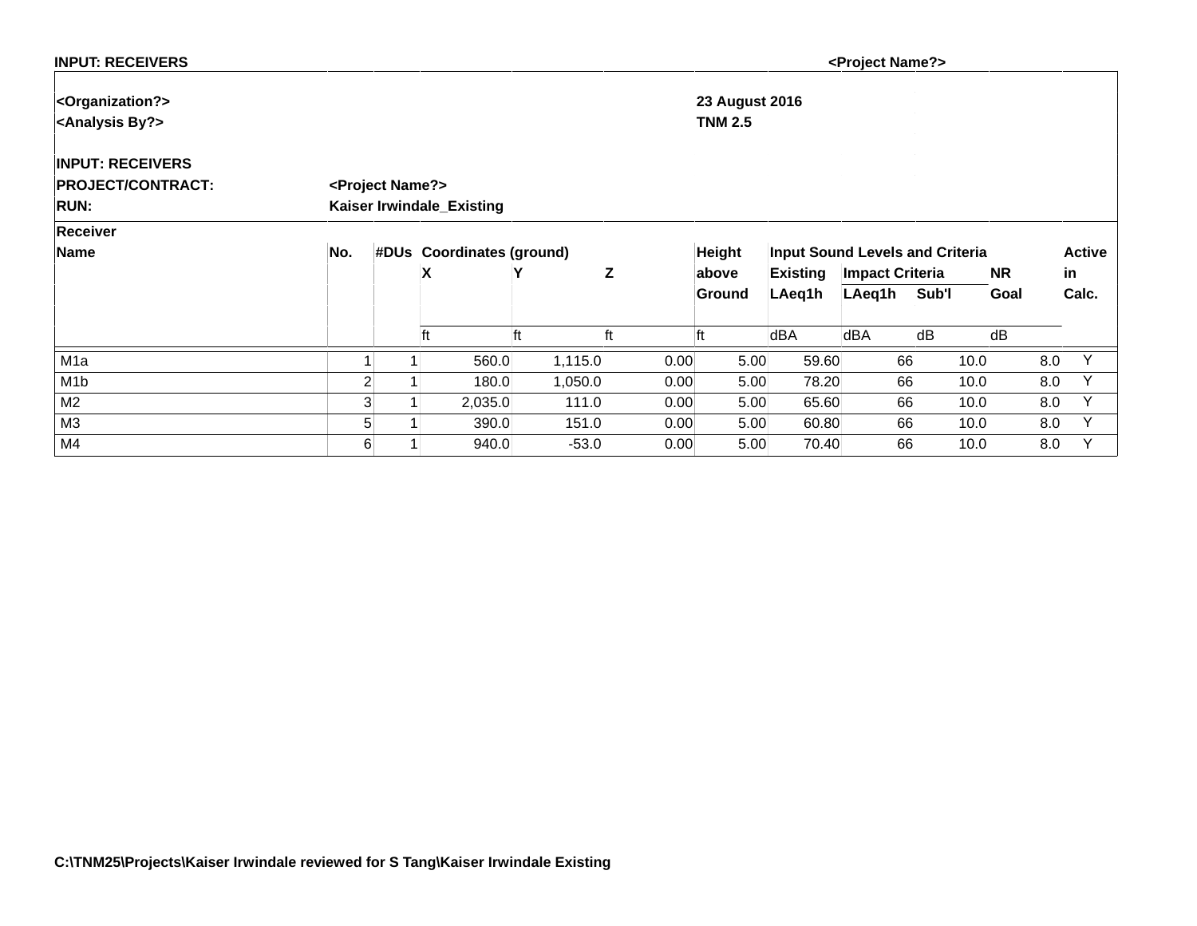**INPUT: RECEIVERS** **<Project Name?>**

**<Organization?>** **23 August 2016**
**<Analysis By?>** **TNM 2.5**

**INPUT: RECEIVERS**
**PROJECT/CONTRACT:** **<Project Name?>**
**RUN:** **Kaiser Irwindale_Existing**

| Receiver Name | No. | #DUs | Coordinates (ground) | | | Height above Ground | Input Sound Levels and Criteria | | | | Active in Calc. |
|---|---|---|---|---|---|---|---|---|---|---|---|
| | | | X | Y | Z | | Existing LAeq1h | Impact Criteria | | NR Goal | |
| | | | | | | | | LAeq1h | Sub'l | | |
| | | | ft | ft | ft | ft | dBA | dBA | dB | dB | |
| M1a | 1 | 1 | 560.0 | 1,115.0 | 0.00 | 5.00 | 59.60 | 66 | 10.0 | 8.0 | Y |
| M1b | 2 | 1 | 180.0 | 1,050.0 | 0.00 | 5.00 | 78.20 | 66 | 10.0 | 8.0 | Y |
| M2 | 3 | 1 | 2,035.0 | 111.0 | 0.00 | 5.00 | 65.60 | 66 | 10.0 | 8.0 | Y |
| M3 | 5 | 1 | 390.0 | 151.0 | 0.00 | 5.00 | 60.80 | 66 | 10.0 | 8.0 | Y |
| M4 | 6 | 1 | 940.0 | -53.0 | 0.00 | 5.00 | 70.40 | 66 | 10.0 | 8.0 | Y |

**C:\TNM25\Projects\Kaiser Irwindale reviewed for S Tang\Kaiser Irwindale Existing**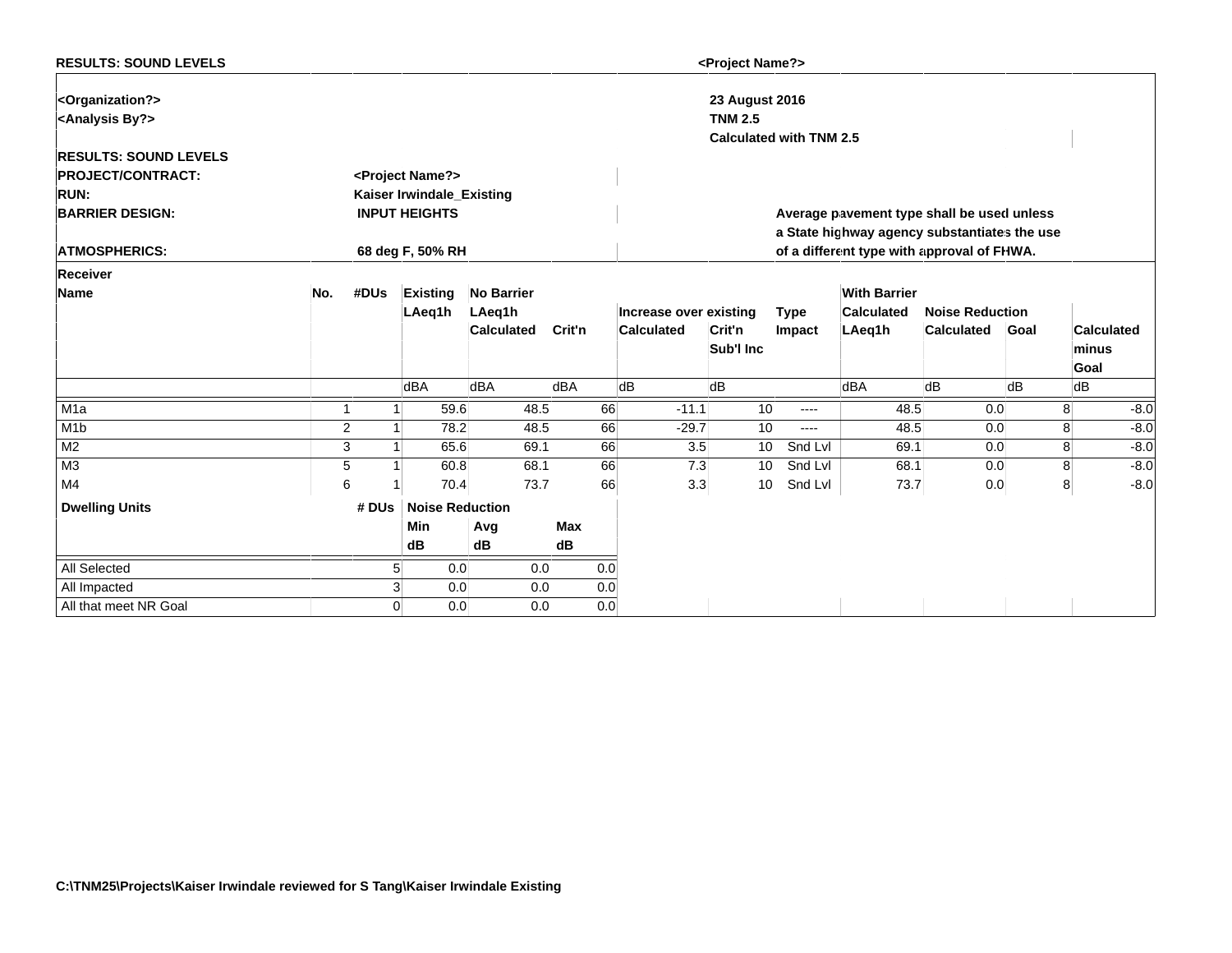**RESULTS: SOUND LEVELS** **<Project Name?>**

**<Organization?>**
**<Analysis By?>**

**23 August 2016**
**TNM 2.5**
**Calculated with TNM 2.5**

**RESULTS: SOUND LEVELS**

**PROJECT/CONTRACT:** **<Project Name?>**
**RUN:** **Kaiser Irwindale_Existing**
**BARRIER DESIGN:** **INPUT HEIGHTS**
**ATMOSPHERICS:** **68 deg F, 50% RH**

**Average pavement type shall be used unless a State highway agency substantiates the use of a different type with approval of FHWA.**

| Receiver Name | No. | #DUs | Existing LAeq1h | No Barrier LAeq1h Calculated | Crit'n | Increase over existing Calculated | Crit'n Sub'l Inc | Type Impact | With Barrier Calculated LAeq1h | Noise Reduction Calculated | Goal | Calculated minus Goal |
|---|---|---|---|---|---|---|---|---|---|---|---|---|
| | | | dBA | dBA | dBA | dB | dB | | dBA | dB | dB | dB |
| M1a | 1 | 1 | 59.6 | 48.5 | 66 | -11.1 | 10 | ---- | 48.5 | 0.0 | 8 | -8.0 |
| M1b | 2 | 1 | 78.2 | 48.5 | 66 | -29.7 | 10 | ---- | 48.5 | 0.0 | 8 | -8.0 |
| M2 | 3 | 1 | 65.6 | 69.1 | 66 | 3.5 | 10 | Snd Lvl | 69.1 | 0.0 | 8 | -8.0 |
| M3 | 5 | 1 | 60.8 | 68.1 | 66 | 7.3 | 10 | Snd Lvl | 68.1 | 0.0 | 8 | -8.0 |
| M4 | 6 | 1 | 70.4 | 73.7 | 66 | 3.3 | 10 | Snd Lvl | 73.7 | 0.0 | 8 | -8.0 |

| Dwelling Units | # DUs | Noise Reduction Min | Avg | Max |
|---|---|---|---|---|
| | | dB | dB | dB |
| All Selected | 5 | 0.0 | 0.0 | 0.0 |
| All Impacted | 3 | 0.0 | 0.0 | 0.0 |
| All that meet NR Goal | 0 | 0.0 | 0.0 | 0.0 |

**C:\TNM25\Projects\Kaiser Irwindale reviewed for S Tang\Kaiser Irwindale Existing**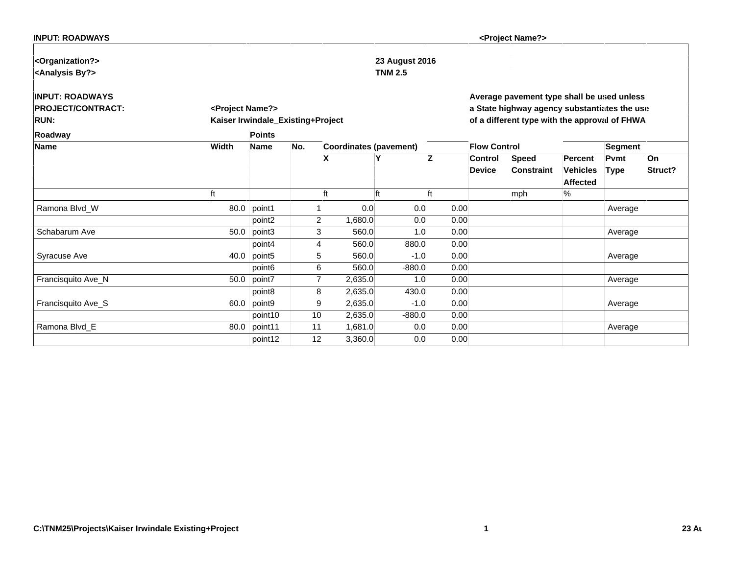**INPUT: ROADWAYS** **<Project Name?>**

**<Organization?>** **23 August 2016**
**<Analysis By?>** **TNM 2.5**

**INPUT: ROADWAYS**
**PROJECT/CONTRACT:** **<Project Name?>**
**RUN:** **Kaiser Irwindale_Existing+Project**

**Average pavement type shall be used unless a State highway agency substantiates the use of a different type with the approval of FHWA**

| Roadway | | Points | | | | | | | | | |
|---|---|---|---|---|---|---|---|---|---|---|---|
| Name | Width | Name | No. | Coordinates (pavement) | | | Flow Control | | | Segment | |
| | | | | X | Y | Z | Control Device | Speed Constraint | Percent Vehicles Affected | Pvmt Type | On Struct? |
| | ft | | | ft | ft | ft | | mph | % | | |
| Ramona Blvd_W | 80.0 | point1 | 1 | 0.0 | 0.0 | 0.00 | | | | Average | |
| | | point2 | 2 | 1,680.0 | 0.0 | 0.00 | | | | | |
| Schabarum Ave | 50.0 | point3 | 3 | 560.0 | 1.0 | 0.00 | | | | Average | |
| | | point4 | 4 | 560.0 | 880.0 | 0.00 | | | | | |
| Syracuse Ave | 40.0 | point5 | 5 | 560.0 | -1.0 | 0.00 | | | | Average | |
| | | point6 | 6 | 560.0 | -880.0 | 0.00 | | | | | |
| Francisquito Ave_N | 50.0 | point7 | 7 | 2,635.0 | 1.0 | 0.00 | | | | Average | |
| | | point8 | 8 | 2,635.0 | 430.0 | 0.00 | | | | | |
| Francisquito Ave_S | 60.0 | point9 | 9 | 2,635.0 | -1.0 | 0.00 | | | | Average | |
| | | point10 | 10 | 2,635.0 | -880.0 | 0.00 | | | | | |
| Ramona Blvd_E | 80.0 | point11 | 11 | 1,681.0 | 0.0 | 0.00 | | | | Average | |
| | | point12 | 12 | 3,360.0 | 0.0 | 0.00 | | | | | |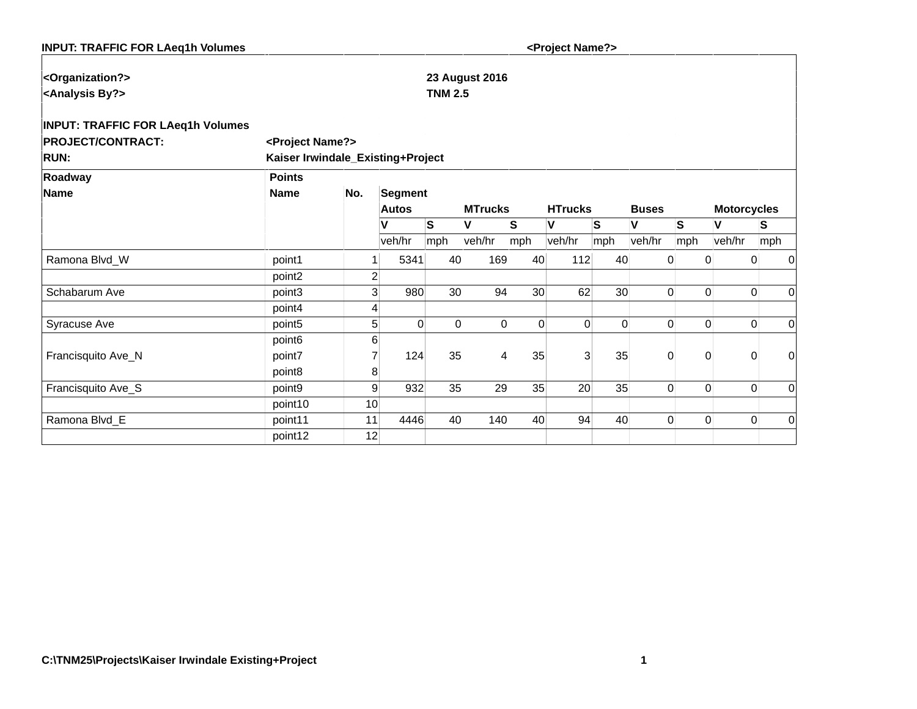**INPUT: TRAFFIC FOR LAeq1h Volumes** **<Project Name?>**

**<Organization?>** **23 August 2016**
**<Analysis By?>** **TNM 2.5**

**INPUT: TRAFFIC FOR LAeq1h Volumes**
**PROJECT/CONTRACT:** **<Project Name?>**
**RUN:** **Kaiser Irwindale_Existing+Project**

| Roadway | Points | | | | | | | | | | | | | |
|---|---|---|---|---|---|---|---|---|---|---|---|---|---|---|
| Name | Name | No. | Segment | | | | | | | | | | | |
| | | | Autos | | MTrucks | | HTrucks | | Buses | | Motorcycles | | | |
| | | | V | S | V | S | V | S | V | S | V | S | | |
| | | | veh/hr | mph | veh/hr | mph | veh/hr | mph | veh/hr | mph | veh/hr | mph | | |
| Ramona Blvd_W | point1 | 1 | 5341 | 40 | 169 | 40 | 112 | 40 | 0 | 0 | 0 | 0 | | |
| | point2 | 2 | | | | | | | | | | | | |
| Schabarum Ave | point3 | 3 | 980 | 30 | 94 | 30 | 62 | 30 | 0 | 0 | 0 | 0 | | |
| | point4 | 4 | | | | | | | | | | | | |
| Syracuse Ave | point5 | 5 | 0 | 0 | 0 | 0 | 0 | 0 | 0 | 0 | 0 | 0 | | |
| | point6 | 6 | | | | | | | | | | | | |
| Francisquito Ave_N | point7 | 7 | 124 | 35 | 4 | 35 | 3 | 35 | 0 | 0 | 0 | 0 | | |
| | point8 | 8 | | | | | | | | | | | | |
| Francisquito Ave_S | point9 | 9 | 932 | 35 | 29 | 35 | 20 | 35 | 0 | 0 | 0 | 0 | | |
| | point10 | 10 | | | | | | | | | | | | |
| Ramona Blvd_E | point11 | 11 | 4446 | 40 | 140 | 40 | 94 | 40 | 0 | 0 | 0 | 0 | | |
| | point12 | 12 | | | | | | | | | | | | |

**C:\TNM25\Projects\Kaiser Irwindale Existing+Project**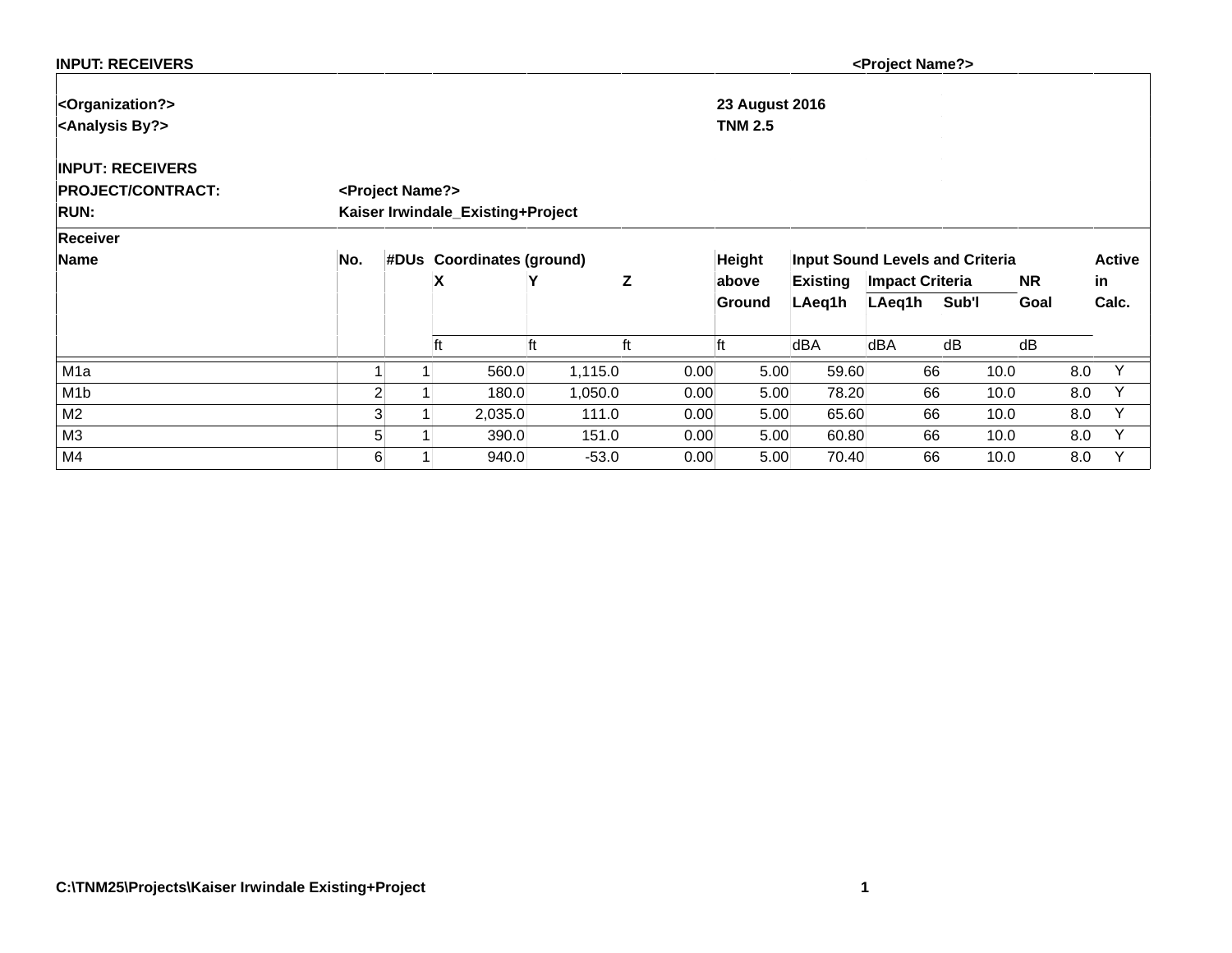**INPUT: RECEIVERS** **<Project Name?>**

**<Organization?>** **23 August 2016**
**<Analysis By?>** **TNM 2.5**

**INPUT: RECEIVERS**
**PROJECT/CONTRACT:** **<Project Name?>**
**RUN:** **Kaiser Irwindale_Existing+Project**

| Receiver Name | No. | #DUs | Coordinates (ground) X | Y | Z | Height above Ground | Input Sound Levels and Criteria Existing LAeq1h | Impact Criteria LAeq1h | Sub'l | NR Goal | Active in Calc. |
|---|---|---|---|---|---|---|---|---|---|---|---|
| | | | ft | ft | ft | ft | dBA | dBA | dB | dB | |
| M1a | 1 | 1 | 560.0 | 1,115.0 | 0.00 | 5.00 | 59.60 | 66 | 10.0 | 8.0 | Y |
| M1b | 2 | 1 | 180.0 | 1,050.0 | 0.00 | 5.00 | 78.20 | 66 | 10.0 | 8.0 | Y |
| M2 | 3 | 1 | 2,035.0 | 111.0 | 0.00 | 5.00 | 65.60 | 66 | 10.0 | 8.0 | Y |
| M3 | 5 | 1 | 390.0 | 151.0 | 0.00 | 5.00 | 60.80 | 66 | 10.0 | 8.0 | Y |
| M4 | 6 | 1 | 940.0 | -53.0 | 0.00 | 5.00 | 70.40 | 66 | 10.0 | 8.0 | Y |

**C:\TNM25\Projects\Kaiser Irwindale Existing+Project**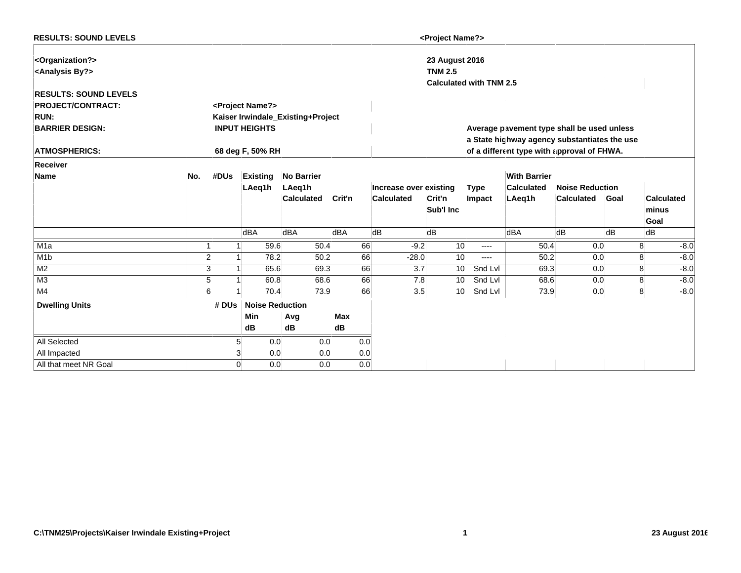**RESULTS: SOUND LEVELS** **<Project Name?>**

**<Organization?>**
**<Analysis By?>**

**23 August 2016**
**TNM 2.5**
**Calculated with TNM 2.5**

**RESULTS: SOUND LEVELS**

| | |
|---|---|
| **PROJECT/CONTRACT:** | **<Project Name?>** |
| **RUN:** | **Kaiser Irwindale_Existing+Project** |
| **BARRIER DESIGN:** | **INPUT HEIGHTS** |
| **ATMOSPHERICS:** | **68 deg F, 50% RH** |

**Average pavement type shall be used unless a State highway agency substantiates the use of a different type with approval of FHWA.**

| **Receiver** | | | | | | | | | | | | |
|---|---|---|---|---|---|---|---|---|---|---|---|---|
| **Name** | **No.** | **#DUs** | **Existing** | **No Barrier** | | | | | **With Barrier** | | | |
| | | | **LAeq1h** | **LAeq1h** | | **Increase over existing** | | **Type** | **Calculated** | **Noise Reduction** | | |
| | | | | **Calculated** | **Crit'n** | **Calculated** | **Crit'n Sub'l Inc** | **Impact** | **LAeq1h** | **Calculated** | **Goal** | **Calculated minus Goal** |
| | | | dBA | dBA | dBA | dB | dB | | dBA | dB | dB | dB |
| M1a | 1 | 1 | 59.6 | 50.4 | 66 | -9.2 | 10 | ---- | 50.4 | 0.0 | 8 | -8.0 |
| M1b | 2 | 1 | 78.2 | 50.2 | 66 | -28.0 | 10 | ---- | 50.2 | 0.0 | 8 | -8.0 |
| M2 | 3 | 1 | 65.6 | 69.3 | 66 | 3.7 | 10 | Snd Lvl | 69.3 | 0.0 | 8 | -8.0 |
| M3 | 5 | 1 | 60.8 | 68.6 | 66 | 7.8 | 10 | Snd Lvl | 68.6 | 0.0 | 8 | -8.0 |
| M4 | 6 | 1 | 70.4 | 73.9 | 66 | 3.5 | 10 | Snd Lvl | 73.9 | 0.0 | 8 | -8.0 |

| **Dwelling Units** | **# DUs** | **Noise Reduction** | | |
|---|---|---|---|---|
| | | **Min** | **Avg** | **Max** |
| | | **dB** | **dB** | **dB** |
| All Selected | 5 | 0.0 | 0.0 | 0.0 |
| All Impacted | 3 | 0.0 | 0.0 | 0.0 |
| All that meet NR Goal | 0 | 0.0 | 0.0 | 0.0 |

C:\TNM25\Projects\Kaiser Irwindale Existing+Project 23 August 2016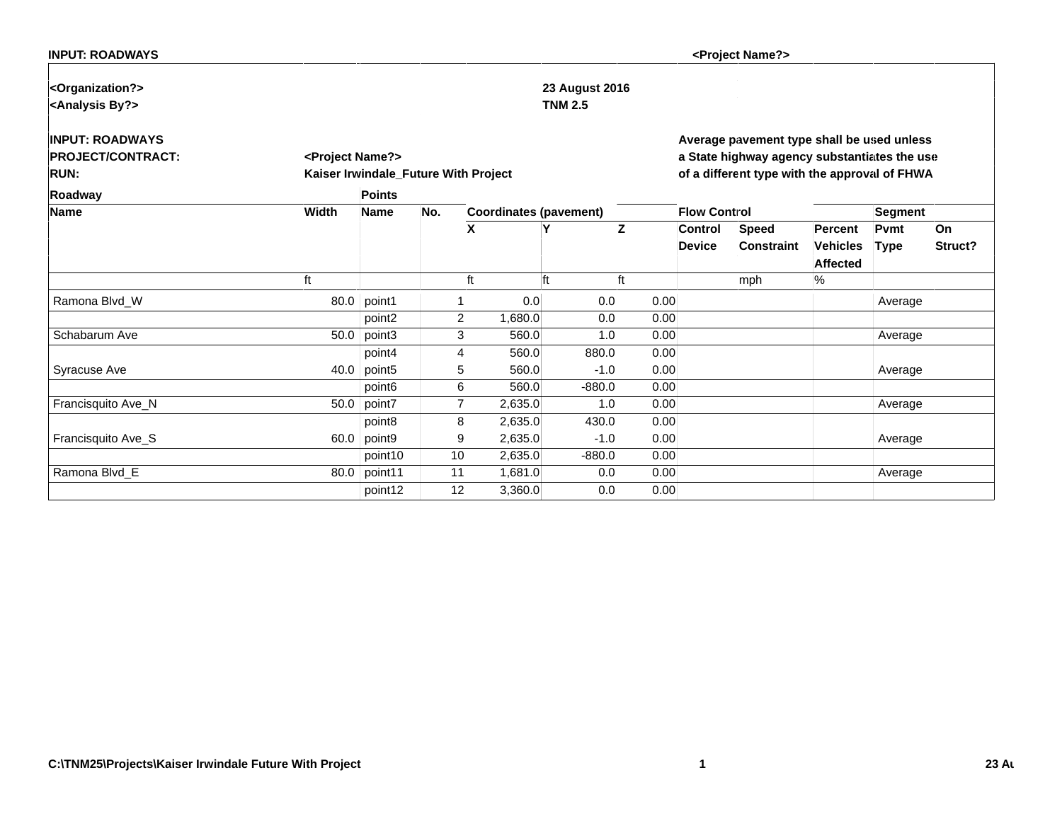**INPUT: ROADWAYS** **<Project Name?>**

**<Organization?>** **23 August 2016**
**<Analysis By?>** **TNM 2.5**

**INPUT: ROADWAYS**
**PROJECT/CONTRACT:** **<Project Name?>**
**RUN:** **Kaiser Irwindale_Future With Project**

**Average pavement type shall be used unless a State highway agency substantiates the use of a different type with the approval of FHWA**

| Roadway | | Points | | | | | Flow Control | | | Segment | |
|---|---|---|---|---|---|---|---|---|---|---|---|
| Name | Width | Name | No. | Coordinates (pavement) | | | Control | Speed | Percent | Pvmt | On |
| | | | | X | Y | Z | Device | Constraint | Vehicles Affected | Type | Struct? |
| | ft | | | ft | ft | ft | | mph | % | | |
| Ramona Blvd_W | 80.0 | point1 | 1 | 0.0 | 0.0 | 0.00 | | | | Average | |
| | | point2 | 2 | 1,680.0 | 0.0 | 0.00 | | | | | |
| Schabarum Ave | 50.0 | point3 | 3 | 560.0 | 1.0 | 0.00 | | | | Average | |
| | | point4 | 4 | 560.0 | 880.0 | 0.00 | | | | | |
| Syracuse Ave | 40.0 | point5 | 5 | 560.0 | -1.0 | 0.00 | | | | Average | |
| | | point6 | 6 | 560.0 | -880.0 | 0.00 | | | | | |
| Francisquito Ave_N | 50.0 | point7 | 7 | 2,635.0 | 1.0 | 0.00 | | | | Average | |
| | | point8 | 8 | 2,635.0 | 430.0 | 0.00 | | | | | |
| Francisquito Ave_S | 60.0 | point9 | 9 | 2,635.0 | -1.0 | 0.00 | | | | Average | |
| | | point10 | 10 | 2,635.0 | -880.0 | 0.00 | | | | | |
| Ramona Blvd_E | 80.0 | point11 | 11 | 1,681.0 | 0.0 | 0.00 | | | | Average | |
| | | point12 | 12 | 3,360.0 | 0.0 | 0.00 | | | | | |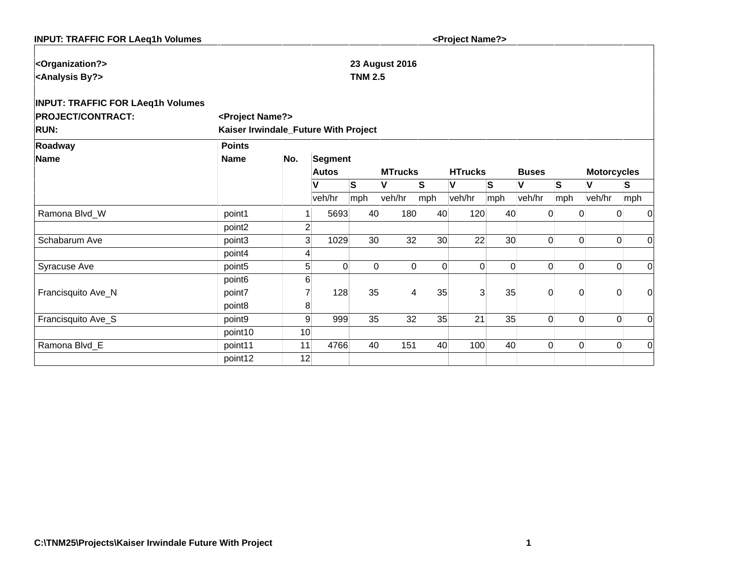**INPUT: TRAFFIC FOR LAeq1h Volumes** **<Project Name?>**

**<Organization?>** **23 August 2016**
**<Analysis By?>** **TNM 2.5**

**INPUT: TRAFFIC FOR LAeq1h Volumes**
**PROJECT/CONTRACT:** **<Project Name?>**
**RUN:** **Kaiser Irwindale_Future With Project**

| Roadway | Points | | | | | | | | | | | |
|---|---|---|---|---|---|---|---|---|---|---|---|---|
| Name | Name | No. | Segment | | | | | | | | | |
| | | | Autos | | MTrucks | | HTrucks | | Buses | | Motorcycles | |
| | | | V | S | V | S | V | S | V | S | V | S |
| | | | veh/hr | mph | veh/hr | mph | veh/hr | mph | veh/hr | mph | veh/hr | mph |
| Ramona Blvd_W | point1 | 1 | 5693 | 40 | 180 | 40 | 120 | 40 | 0 | 0 | 0 | 0 |
| | point2 | 2 | | | | | | | | | | |
| Schabarum Ave | point3 | 3 | 1029 | 30 | 32 | 30 | 22 | 30 | 0 | 0 | 0 | 0 |
| | point4 | 4 | | | | | | | | | | |
| Syracuse Ave | point5 | 5 | 0 | 0 | 0 | 0 | 0 | 0 | 0 | 0 | 0 | 0 |
| | point6 | 6 | | | | | | | | | | |
| Francisquito Ave_N | point7 | 7 | 128 | 35 | 4 | 35 | 3 | 35 | 0 | 0 | 0 | 0 |
| | point8 | 8 | | | | | | | | | | |
| Francisquito Ave_S | point9 | 9 | 999 | 35 | 32 | 35 | 21 | 35 | 0 | 0 | 0 | 0 |
| | point10 | 10 | | | | | | | | | | |
| Ramona Blvd_E | point11 | 11 | 4766 | 40 | 151 | 40 | 100 | 40 | 0 | 0 | 0 | 0 |
| | point12 | 12 | | | | | | | | | | |

**C:\TNM25\Projects\Kaiser Irwindale Future With Project**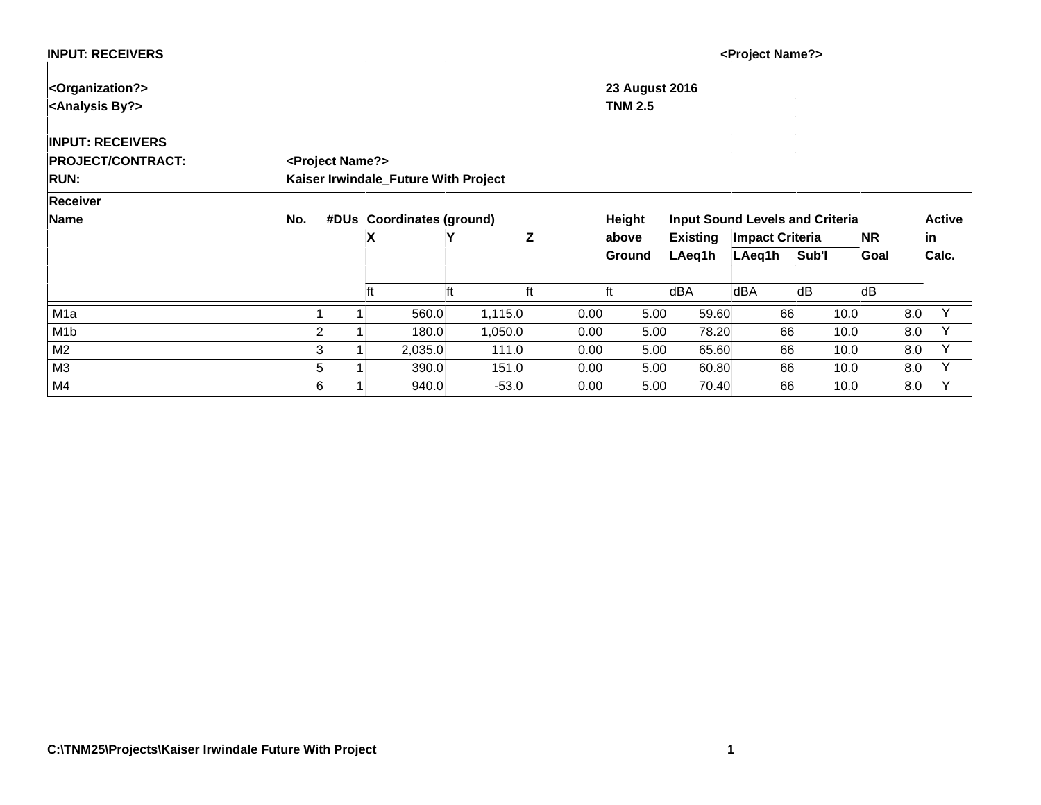**INPUT: RECEIVERS** **<Project Name?>**

**<Organization?>** **23 August 2016**
**<Analysis By?>** **TNM 2.5**

**INPUT: RECEIVERS**
**PROJECT/CONTRACT:** **<Project Name?>**
**RUN:** **Kaiser Irwindale_Future With Project**

| Receiver Name | No. | #DUs | Coordinates (ground) X | Y | Z | Height above Ground | Input Sound Levels and Criteria Existing LAeq1h | Impact Criteria LAeq1h | Sub'l | NR Goal | Active in Calc. |
|---|---|---|---|---|---|---|---|---|---|---|---|
| | | | ft | ft | ft | ft | dBA | dBA | dB | dB | |
| M1a | 1 | 1 | 560.0 | 1,115.0 | 0.00 | 5.00 | 59.60 | 66 | 10.0 | 8.0 | Y |
| M1b | 2 | 1 | 180.0 | 1,050.0 | 0.00 | 5.00 | 78.20 | 66 | 10.0 | 8.0 | Y |
| M2 | 3 | 1 | 2,035.0 | 111.0 | 0.00 | 5.00 | 65.60 | 66 | 10.0 | 8.0 | Y |
| M3 | 5 | 1 | 390.0 | 151.0 | 0.00 | 5.00 | 60.80 | 66 | 10.0 | 8.0 | Y |
| M4 | 6 | 1 | 940.0 | -53.0 | 0.00 | 5.00 | 70.40 | 66 | 10.0 | 8.0 | Y |

**C:\TNM25\Projects\Kaiser Irwindale Future With Project**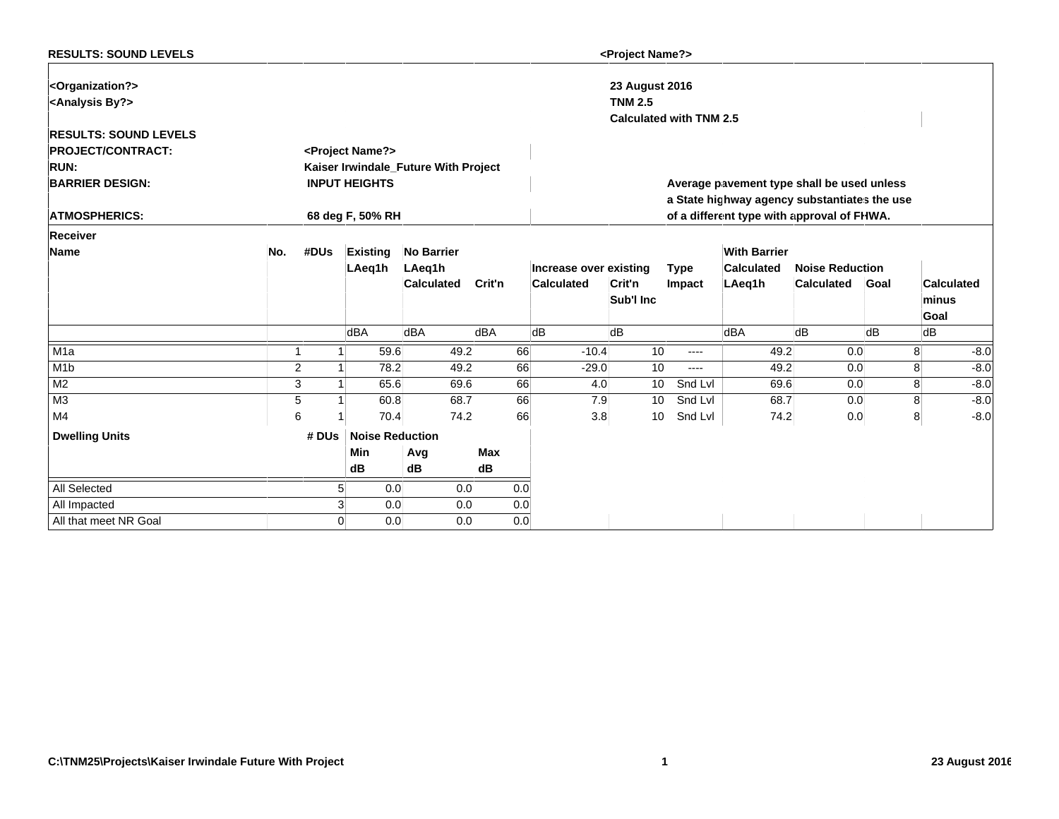**RESULTS: SOUND LEVELS** **<Project Name?>**

**<Organization?>**
**<Analysis By?>**

**23 August 2016**
**TNM 2.5**
**Calculated with TNM 2.5**

**RESULTS: SOUND LEVELS**

| | |
|---|---|
| **PROJECT/CONTRACT:** | **<Project Name?>** |
| **RUN:** | **Kaiser Irwindale_Future With Project** |
| **BARRIER DESIGN:** | **INPUT HEIGHTS** |
| **ATMOSPHERICS:** | **68 deg F, 50% RH** |

**Average pavement type shall be used unless a State highway agency substantiates the use of a different type with approval of FHWA.**

| **Receiver Name** | **No.** | **#DUs** | **Existing LAeq1h** | **No Barrier LAeq1h Calculated** | **Crit'n** | **Increase over existing Calculated** | **Crit'n Sub'l Inc** | **Type Impact** | **With Barrier Calculated LAeq1h** | **Noise Reduction Calculated** | **Goal** | **Calculated minus Goal** |
|---|---|---|---|---|---|---|---|---|---|---|---|---|
| | | | dBA | dBA | dBA | dB | dB | | dBA | dB | dB | dB |
| M1a | 1 | 1 | 59.6 | 49.2 | 66 | -10.4 | 10 | ---- | 49.2 | 0.0 | 8 | -8.0 |
| M1b | 2 | 1 | 78.2 | 49.2 | 66 | -29.0 | 10 | ---- | 49.2 | 0.0 | 8 | -8.0 |
| M2 | 3 | 1 | 65.6 | 69.6 | 66 | 4.0 | 10 | Snd Lvl | 69.6 | 0.0 | 8 | -8.0 |
| M3 | 5 | 1 | 60.8 | 68.7 | 66 | 7.9 | 10 | Snd Lvl | 68.7 | 0.0 | 8 | -8.0 |
| M4 | 6 | 1 | 70.4 | 74.2 | 66 | 3.8 | 10 | Snd Lvl | 74.2 | 0.0 | 8 | -8.0 |

| **Dwelling Units** | **# DUs** | **Noise Reduction Min** | **Avg** | **Max** |
|---|---|---|---|---|
| | | dB | dB | dB |
| All Selected | 5 | 0.0 | 0.0 | 0.0 |
| All Impacted | 3 | 0.0 | 0.0 | 0.0 |
| All that meet NR Goal | 0 | 0.0 | 0.0 | 0.0 |

**C:\TNM25\Projects\Kaiser Irwindale Future With Project** **23 August 2016**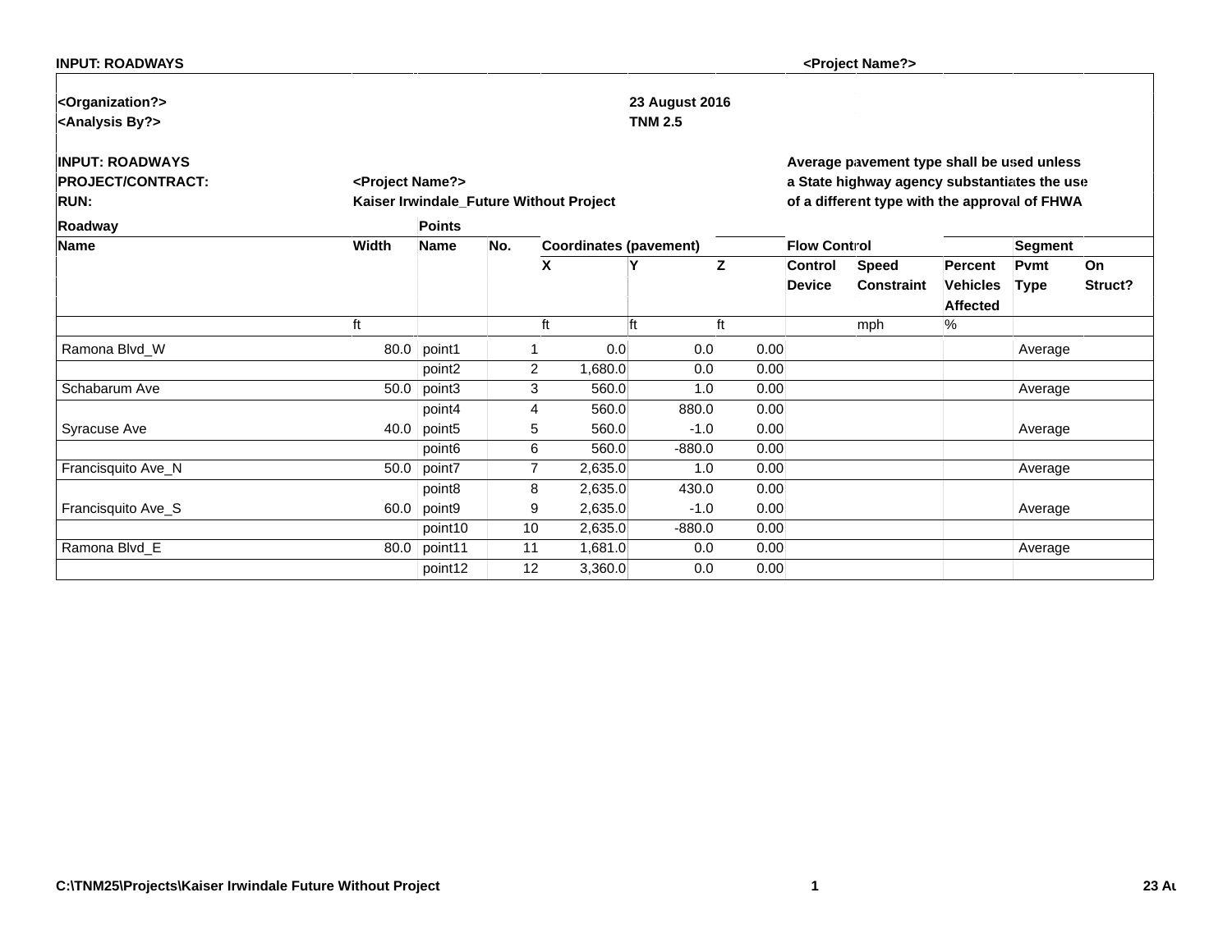**INPUT: ROADWAYS** **<Project Name?>**

**<Organization?>** **23 August 2016**
**<Analysis By?>** **TNM 2.5**

**INPUT: ROADWAYS**
**PROJECT/CONTRACT:** **<Project Name?>**
**RUN:** **Kaiser Irwindale_Future Without Project**

**Average pavement type shall be used unless a State highway agency substantiates the use of a different type with the approval of FHWA**

| Roadway | | Points | | | | | | | | | |
|---|---|---|---|---|---|---|---|---|---|---|---|
| Name | Width | Name | No. | Coordinates (pavement) | | | Flow Control | | | Segment | |
| | | | | X | Y | Z | Control Device | Speed Constraint | Percent Vehicles Affected | Pvmt Type | On Struct? |
| | ft | | | ft | ft | ft | | mph | % | | |
| Ramona Blvd_W | 80.0 | point1 | 1 | 0.0 | 0.0 | 0.00 | | | | Average | |
| | | point2 | 2 | 1,680.0 | 0.0 | 0.00 | | | | | |
| Schabarum Ave | 50.0 | point3 | 3 | 560.0 | 1.0 | 0.00 | | | | Average | |
| | | point4 | 4 | 560.0 | 880.0 | 0.00 | | | | | |
| Syracuse Ave | 40.0 | point5 | 5 | 560.0 | -1.0 | 0.00 | | | | Average | |
| | | point6 | 6 | 560.0 | -880.0 | 0.00 | | | | | |
| Francisquito Ave_N | 50.0 | point7 | 7 | 2,635.0 | 1.0 | 0.00 | | | | Average | |
| | | point8 | 8 | 2,635.0 | 430.0 | 0.00 | | | | | |
| Francisquito Ave_S | 60.0 | point9 | 9 | 2,635.0 | -1.0 | 0.00 | | | | Average | |
| | | point10 | 10 | 2,635.0 | -880.0 | 0.00 | | | | | |
| Ramona Blvd_E | 80.0 | point11 | 11 | 1,681.0 | 0.0 | 0.00 | | | | Average | |
| | | point12 | 12 | 3,360.0 | 0.0 | 0.00 | | | | | |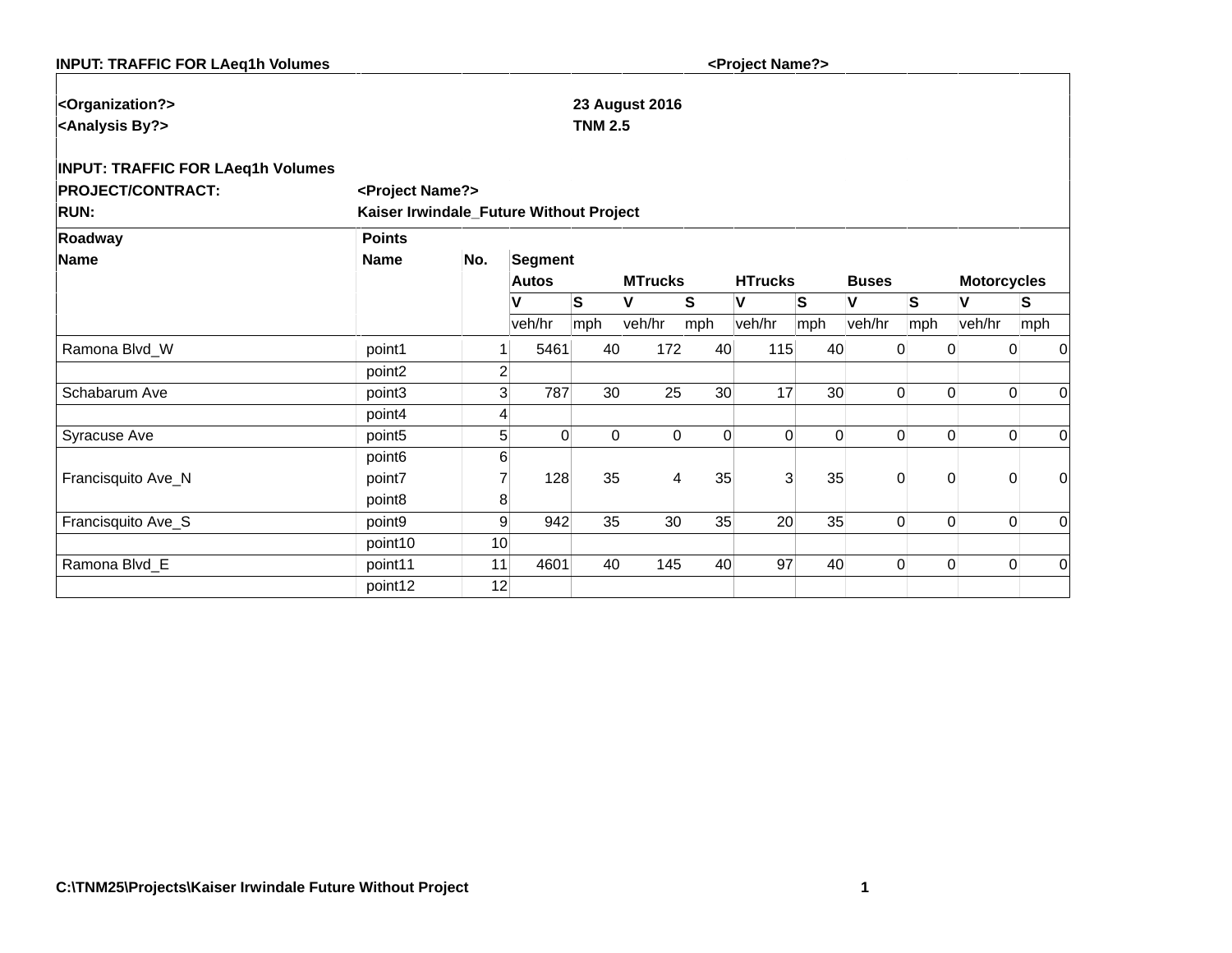**INPUT: TRAFFIC FOR LAeq1h Volumes** **<Project Name?>**

**<Organization?>** **23 August 2016**
**<Analysis By?>** **TNM 2.5**

**INPUT: TRAFFIC FOR LAeq1h Volumes**
**PROJECT/CONTRACT:** **<Project Name?>**
**RUN:** **Kaiser Irwindale_Future Without Project**

| Roadway | Points | | | | | | | | | | | |
|---|---|---|---|---|---|---|---|---|---|---|---|---|
| Name | Name | No. | Segment | | | | | | | | | |
| | | | Autos | | MTrucks | | HTrucks | | Buses | | Motorcycles | |
| | | | V | S | V | S | V | S | V | S | V | S |
| | | | veh/hr | mph | veh/hr | mph | veh/hr | mph | veh/hr | mph | veh/hr | mph |
| Ramona Blvd_W | point1 | 1 | 5461 | 40 | 172 | 40 | 115 | 40 | 0 | 0 | 0 | 0 |
| | point2 | 2 | | | | | | | | | | |
| Schabarum Ave | point3 | 3 | 787 | 30 | 25 | 30 | 17 | 30 | 0 | 0 | 0 | 0 |
| | point4 | 4 | | | | | | | | | | |
| Syracuse Ave | point5 | 5 | 0 | 0 | 0 | 0 | 0 | 0 | 0 | 0 | 0 | 0 |
| | point6 | 6 | | | | | | | | | | |
| Francisquito Ave_N | point7 | 7 | 128 | 35 | 4 | 35 | 3 | 35 | 0 | 0 | 0 | 0 |
| | point8 | 8 | | | | | | | | | | |
| Francisquito Ave_S | point9 | 9 | 942 | 35 | 30 | 35 | 20 | 35 | 0 | 0 | 0 | 0 |
| | point10 | 10 | | | | | | | | | | |
| Ramona Blvd_E | point11 | 11 | 4601 | 40 | 145 | 40 | 97 | 40 | 0 | 0 | 0 | 0 |
| | point12 | 12 | | | | | | | | | | |

**C:\TNM25\Projects\Kaiser Irwindale Future Without Project**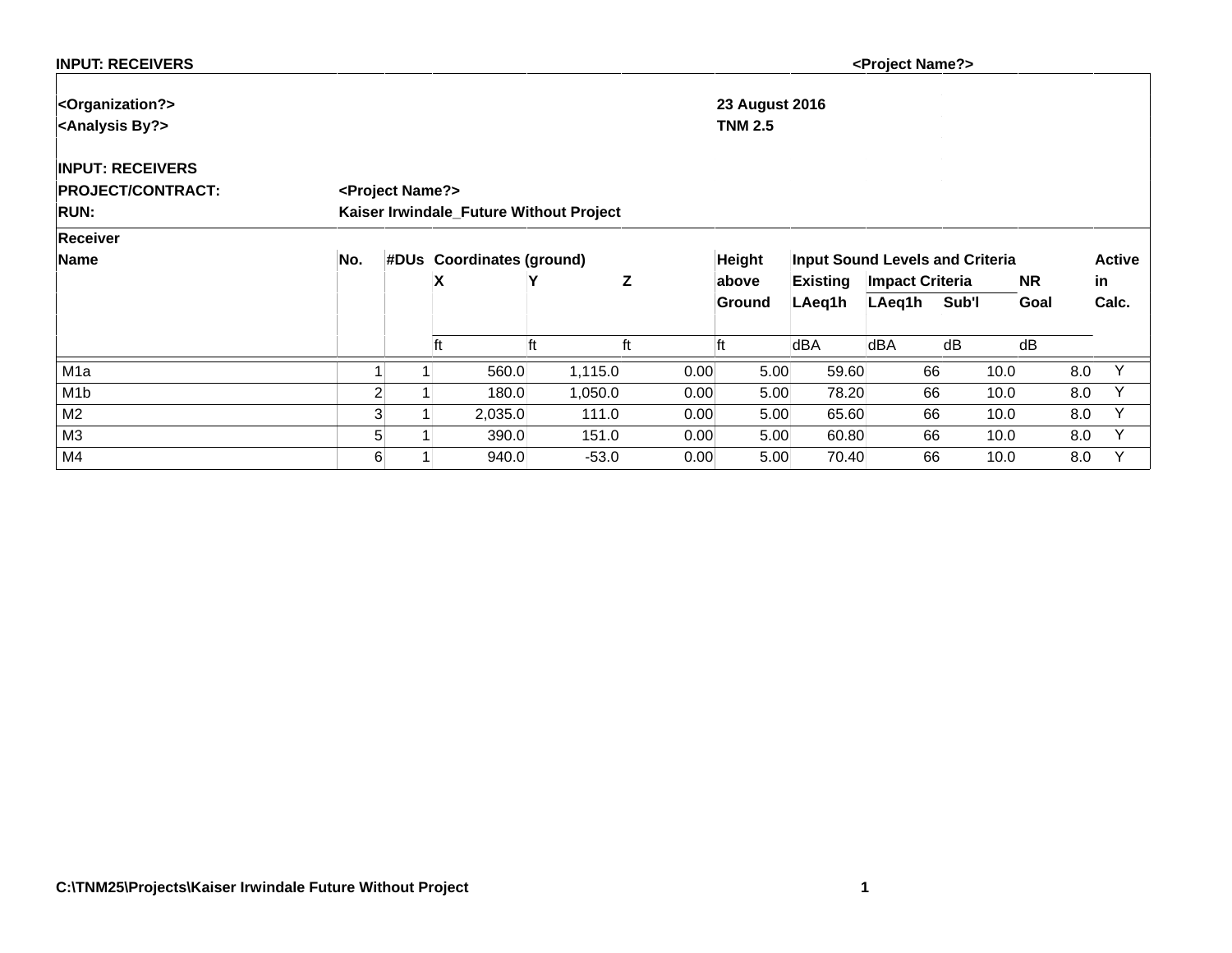**INPUT: RECEIVERS** **<Project Name?>**

**<Organization?>** **23 August 2016**
**<Analysis By?>** **TNM 2.5**

**INPUT: RECEIVERS**
**PROJECT/CONTRACT:** **<Project Name?>**
**RUN:** **Kaiser Irwindale_Future Without Project**

| Receiver Name | No. | #DUs | Coordinates (ground) | | | Height above Ground | Input Sound Levels and Criteria | | | | Active in Calc. |
|---|---|---|---|---|---|---|---|---|---|---|---|
| | | | X | Y | Z | | Existing LAeq1h | Impact Criteria | | NR Goal | |
| | | | | | | | | LAeq1h | Sub'l | | |
| | | | ft | ft | ft | ft | dBA | dBA | dB | dB | |
| M1a | 1 | 1 | 560.0 | 1,115.0 | 0.00 | 5.00 | 59.60 | 66 | 10.0 | 8.0 | Y |
| M1b | 2 | 1 | 180.0 | 1,050.0 | 0.00 | 5.00 | 78.20 | 66 | 10.0 | 8.0 | Y |
| M2 | 3 | 1 | 2,035.0 | 111.0 | 0.00 | 5.00 | 65.60 | 66 | 10.0 | 8.0 | Y |
| M3 | 5 | 1 | 390.0 | 151.0 | 0.00 | 5.00 | 60.80 | 66 | 10.0 | 8.0 | Y |
| M4 | 6 | 1 | 940.0 | -53.0 | 0.00 | 5.00 | 70.40 | 66 | 10.0 | 8.0 | Y |

**C:\TNM25\Projects\Kaiser Irwindale Future Without Project**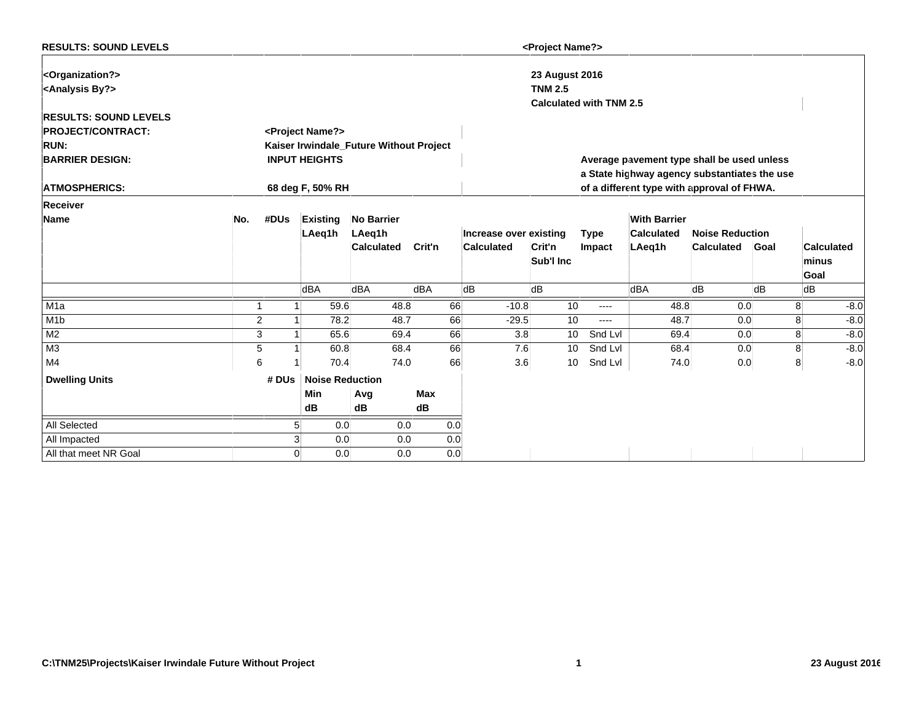**RESULTS: SOUND LEVELS** **<Project Name?>**

**<Organization?>** **23 August 2016**

**<Analysis By?>** **TNM 2.5**

**Calculated with TNM 2.5**

**RESULTS: SOUND LEVELS**

| | |
|---|---|
| **PROJECT/CONTRACT:** | **<Project Name?>** |
| **RUN:** | **Kaiser Irwindale_Future Without Project** |
| **BARRIER DESIGN:** | **INPUT HEIGHTS** |
| **ATMOSPHERICS:** | **68 deg F, 50% RH** |

**Average pavement type shall be used unless a State highway agency substantiates the use of a different type with approval of FHWA.**

| Receiver Name | No. | #DUs | Existing LAeq1h | No Barrier LAeq1h Calculated | Crit'n | Increase over existing Calculated | Crit'n Sub'l Inc | Type Impact | With Barrier Calculated LAeq1h | Noise Reduction Calculated | Goal | Calculated minus Goal |
|---|---|---|---|---|---|---|---|---|---|---|---|---|
| | | | dBA | dBA | dBA | dB | dB | | dBA | dB | dB | dB |
| M1a | 1 | 1 | 59.6 | 48.8 | 66 | -10.8 | 10 | ---- | 48.8 | 0.0 | 8 | -8.0 |
| M1b | 2 | 1 | 78.2 | 48.7 | 66 | -29.5 | 10 | ---- | 48.7 | 0.0 | 8 | -8.0 |
| M2 | 3 | 1 | 65.6 | 69.4 | 66 | 3.8 | 10 | Snd Lvl | 69.4 | 0.0 | 8 | -8.0 |
| M3 | 5 | 1 | 60.8 | 68.4 | 66 | 7.6 | 10 | Snd Lvl | 68.4 | 0.0 | 8 | -8.0 |
| M4 | 6 | 1 | 70.4 | 74.0 | 66 | 3.6 | 10 | Snd Lvl | 74.0 | 0.0 | 8 | -8.0 |

| Dwelling Units | # DUs | Noise Reduction Min | Avg | Max |
|---|---|---|---|---|
| | | dB | dB | dB |
| All Selected | 5 | 0.0 | 0.0 | 0.0 |
| All Impacted | 3 | 0.0 | 0.0 | 0.0 |
| All that meet NR Goal | 0 | 0.0 | 0.0 | 0.0 |

**C:\TNM25\Projects\Kaiser Irwindale Future Without Project** **23 August 2016**